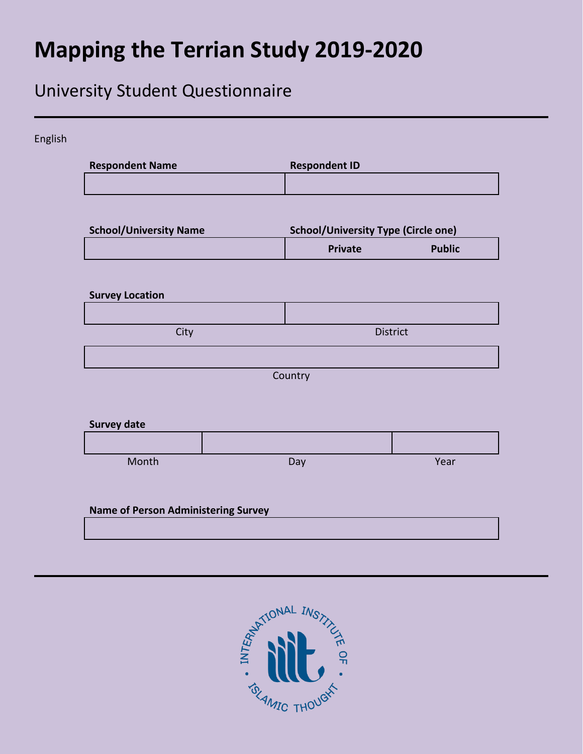# Mapping the Terrian Study 2019-2020

## University Student Questionnaire

---

English

| **Respondent Name** | **Respondent ID** |
| --- | --- |
| | |

| **School/University Name** | **School/University Type (Circle one)** | |
| --- | --- | --- |
| | **Private** | **Public** |

**Survey Location**

| | |
| --- | --- |
| City | District |

| |
| --- |
| Country |

**Survey date**

| | | |
| --- | --- | --- |
| Month | Day | Year |

**Name of Person Administering Survey**

| |
| --- |

---

INTERNATIONAL INSTITUTE OF ISLAMIC THOUGHT

iiit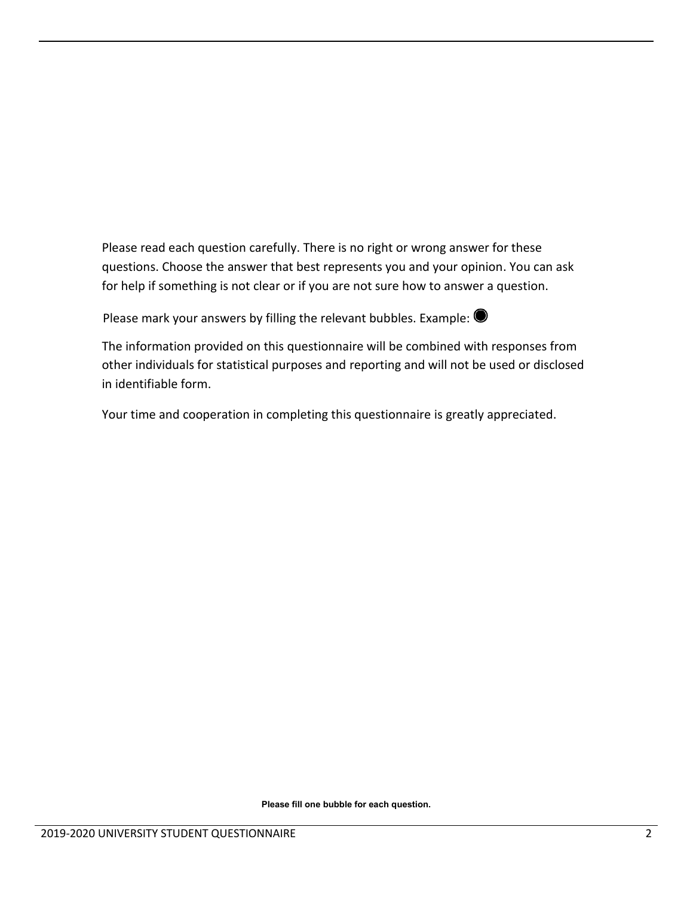Please read each question carefully. There is no right or wrong answer for these questions. Choose the answer that best represents you and your opinion. You can ask for help if something is not clear or if you are not sure how to answer a question.

Please mark your answers by filling the relevant bubbles. Example: ◉

The information provided on this questionnaire will be combined with responses from other individuals for statistical purposes and reporting and will not be used or disclosed in identifiable form.

Your time and cooperation in completing this questionnaire is greatly appreciated.

**Please fill one bubble for each question.**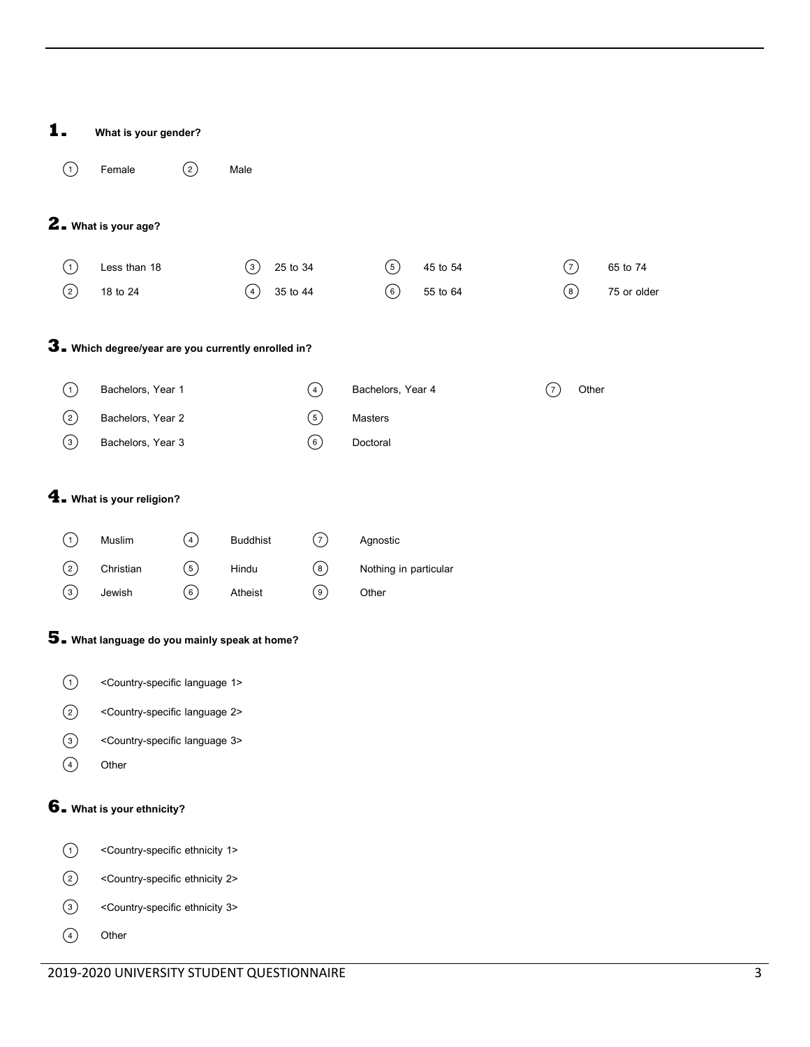## 1. What is your gender?

① Female ② Male

## 2. What is your age?

① Less than 18
② 18 to 24
③ 25 to 34
④ 35 to 44
⑤ 45 to 54
⑥ 55 to 64
⑦ 65 to 74
⑧ 75 or older

## 3. Which degree/year are you currently enrolled in?

① Bachelors, Year 1
② Bachelors, Year 2
③ Bachelors, Year 3
④ Bachelors, Year 4
⑤ Masters
⑥ Doctoral
⑦ Other

## 4. What is your religion?

① Muslim
② Christian
③ Jewish
④ Buddhist
⑤ Hindu
⑥ Atheist
⑦ Agnostic
⑧ Nothing in particular
⑨ Other

## 5. What language do you mainly speak at home?

① <Country-specific language 1>
② <Country-specific language 2>
③ <Country-specific language 3>
④ Other

## 6. What is your ethnicity?

① <Country-specific ethnicity 1>
② <Country-specific ethnicity 2>
③ <Country-specific ethnicity 3>
④ Other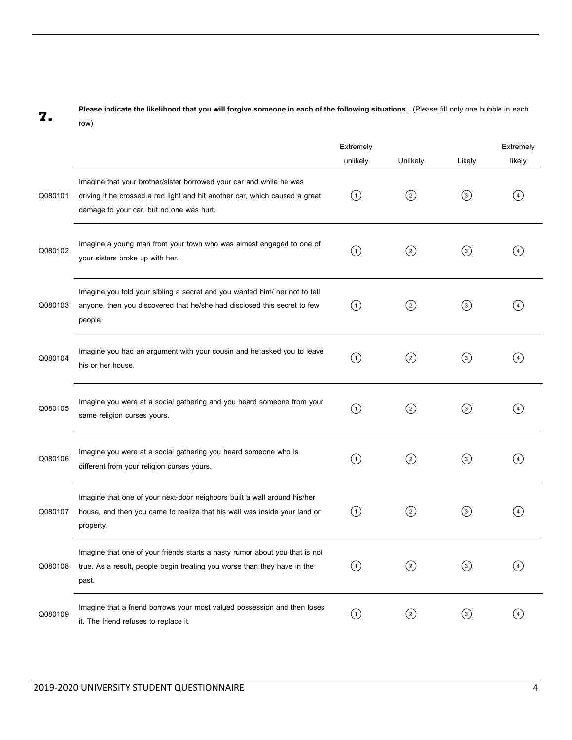**7.** **Please indicate the likelihood that you will forgive someone in each of the following situations.** (Please fill only one bubble in each row)

| | | Extremely unlikely | Unlikely | Likely | Extremely likely |
|---|---|---|---|---|---|
| Q080101 | Imagine that your brother/sister borrowed your car and while he was driving it he crossed a red light and hit another car, which caused a great damage to your car, but no one was hurt. | ① | ② | ③ | ④ |
| Q080102 | Imagine a young man from your town who was almost engaged to one of your sisters broke up with her. | ① | ② | ③ | ④ |
| Q080103 | Imagine you told your sibling a secret and you wanted him/ her not to tell anyone, then you discovered that he/she had disclosed this secret to few people. | ① | ② | ③ | ④ |
| Q080104 | Imagine you had an argument with your cousin and he asked you to leave his or her house. | ① | ② | ③ | ④ |
| Q080105 | Imagine you were at a social gathering and you heard someone from your same religion curses yours. | ① | ② | ③ | ④ |
| Q080106 | Imagine you were at a social gathering you heard someone who is different from your religion curses yours. | ① | ② | ③ | ④ |
| Q080107 | Imagine that one of your next-door neighbors built a wall around his/her house, and then you came to realize that his wall was inside your land or property. | ① | ② | ③ | ④ |
| Q080108 | Imagine that one of your friends starts a nasty rumor about you that is not true. As a result, people begin treating you worse than they have in the past. | ① | ② | ③ | ④ |
| Q080109 | Imagine that a friend borrows your most valued possession and then loses it. The friend refuses to replace it. | ① | ② | ③ | ④ |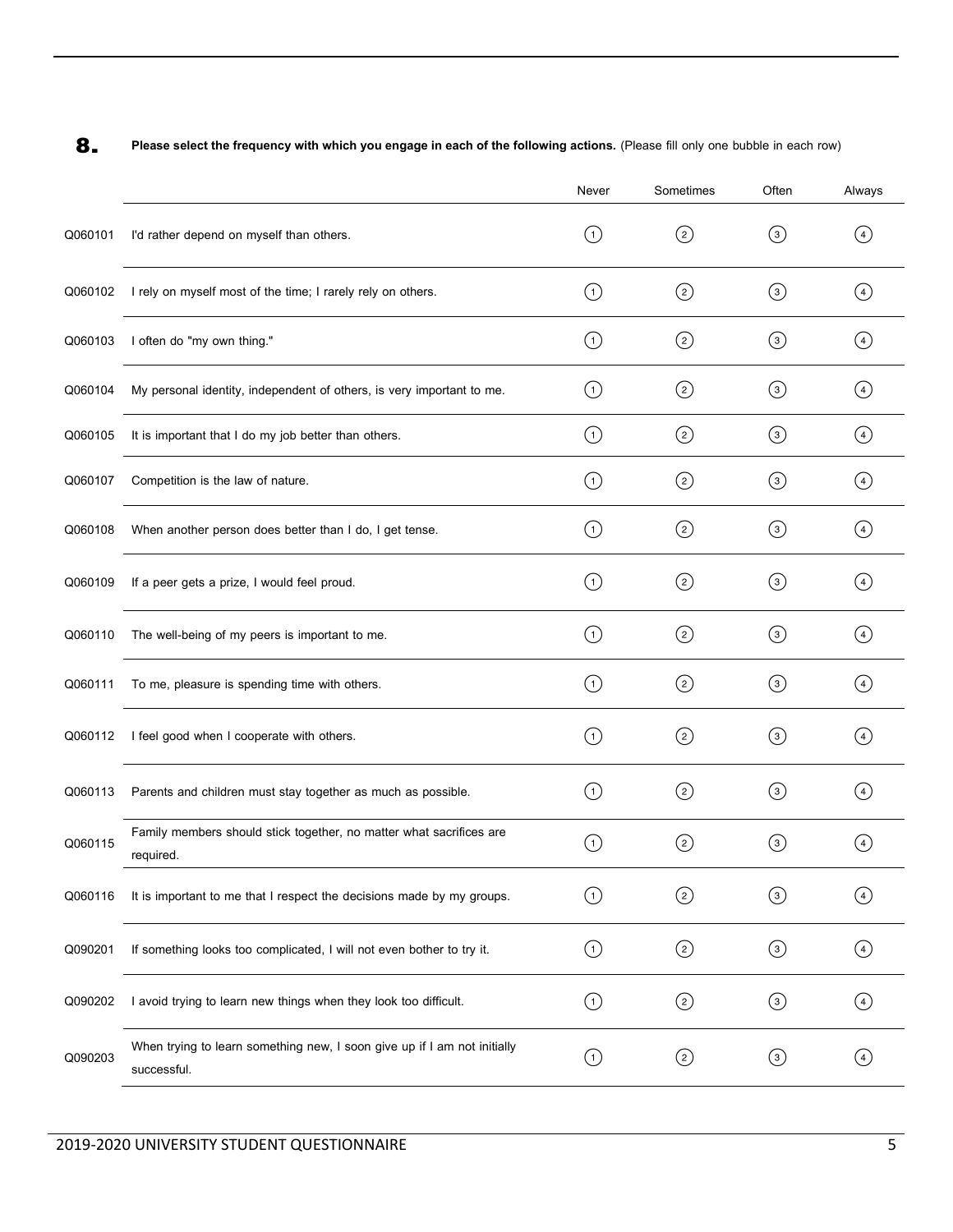**8.** **Please select the frequency with which you engage in each of the following actions.** (Please fill only one bubble in each row)

| | | Never | Sometimes | Often | Always |
|---|---|---|---|---|---|
| Q060101 | I'd rather depend on myself than others. | 1 | 2 | 3 | 4 |
| Q060102 | I rely on myself most of the time; I rarely rely on others. | 1 | 2 | 3 | 4 |
| Q060103 | I often do "my own thing." | 1 | 2 | 3 | 4 |
| Q060104 | My personal identity, independent of others, is very important to me. | 1 | 2 | 3 | 4 |
| Q060105 | It is important that I do my job better than others. | 1 | 2 | 3 | 4 |
| Q060107 | Competition is the law of nature. | 1 | 2 | 3 | 4 |
| Q060108 | When another person does better than I do, I get tense. | 1 | 2 | 3 | 4 |
| Q060109 | If a peer gets a prize, I would feel proud. | 1 | 2 | 3 | 4 |
| Q060110 | The well-being of my peers is important to me. | 1 | 2 | 3 | 4 |
| Q060111 | To me, pleasure is spending time with others. | 1 | 2 | 3 | 4 |
| Q060112 | I feel good when I cooperate with others. | 1 | 2 | 3 | 4 |
| Q060113 | Parents and children must stay together as much as possible. | 1 | 2 | 3 | 4 |
| Q060115 | Family members should stick together, no matter what sacrifices are required. | 1 | 2 | 3 | 4 |
| Q060116 | It is important to me that I respect the decisions made by my groups. | 1 | 2 | 3 | 4 |
| Q090201 | If something looks too complicated, I will not even bother to try it. | 1 | 2 | 3 | 4 |
| Q090202 | I avoid trying to learn new things when they look too difficult. | 1 | 2 | 3 | 4 |
| Q090203 | When trying to learn something new, I soon give up if I am not initially successful. | 1 | 2 | 3 | 4 |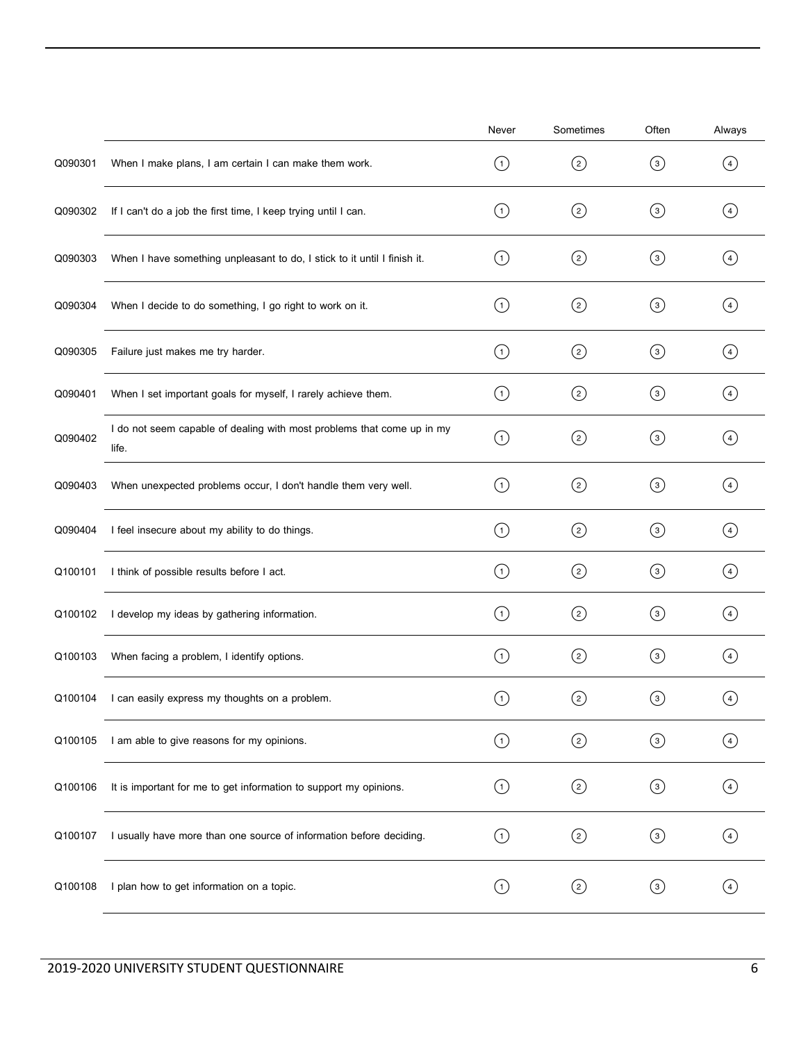| | | Never | Sometimes | Often | Always |
|---|---|---|---|---|---|
| Q090301 | When I make plans, I am certain I can make them work. | 1 | 2 | 3 | 4 |
| Q090302 | If I can't do a job the first time, I keep trying until I can. | 1 | 2 | 3 | 4 |
| Q090303 | When I have something unpleasant to do, I stick to it until I finish it. | 1 | 2 | 3 | 4 |
| Q090304 | When I decide to do something, I go right to work on it. | 1 | 2 | 3 | 4 |
| Q090305 | Failure just makes me try harder. | 1 | 2 | 3 | 4 |
| Q090401 | When I set important goals for myself, I rarely achieve them. | 1 | 2 | 3 | 4 |
| Q090402 | I do not seem capable of dealing with most problems that come up in my life. | 1 | 2 | 3 | 4 |
| Q090403 | When unexpected problems occur, I don't handle them very well. | 1 | 2 | 3 | 4 |
| Q090404 | I feel insecure about my ability to do things. | 1 | 2 | 3 | 4 |
| Q100101 | I think of possible results before I act. | 1 | 2 | 3 | 4 |
| Q100102 | I develop my ideas by gathering information. | 1 | 2 | 3 | 4 |
| Q100103 | When facing a problem, I identify options. | 1 | 2 | 3 | 4 |
| Q100104 | I can easily express my thoughts on a problem. | 1 | 2 | 3 | 4 |
| Q100105 | I am able to give reasons for my opinions. | 1 | 2 | 3 | 4 |
| Q100106 | It is important for me to get information to support my opinions. | 1 | 2 | 3 | 4 |
| Q100107 | I usually have more than one source of information before deciding. | 1 | 2 | 3 | 4 |
| Q100108 | I plan how to get information on a topic. | 1 | 2 | 3 | 4 |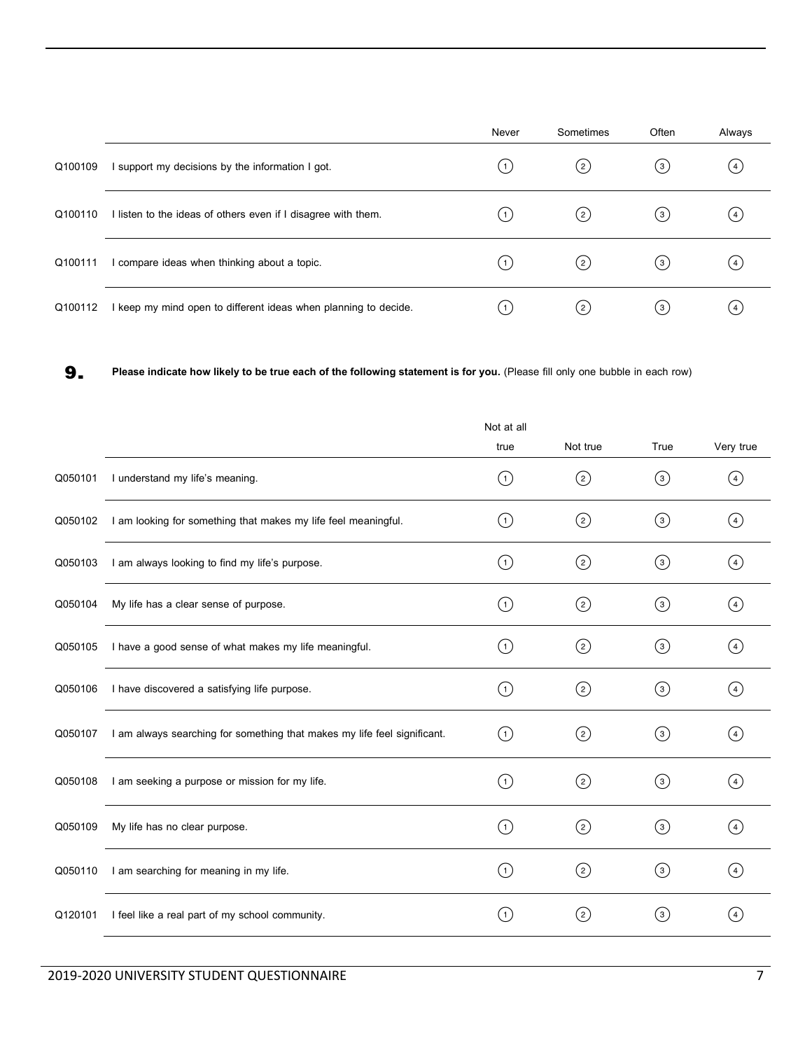| | | Never | Sometimes | Often | Always |
|---|---|---|---|---|---|
| Q100109 | I support my decisions by the information I got. | 1 | 2 | 3 | 4 |
| Q100110 | I listen to the ideas of others even if I disagree with them. | 1 | 2 | 3 | 4 |
| Q100111 | I compare ideas when thinking about a topic. | 1 | 2 | 3 | 4 |
| Q100112 | I keep my mind open to different ideas when planning to decide. | 1 | 2 | 3 | 4 |

## 9. **Please indicate how likely to be true each of the following statement is for you.** (Please fill only one bubble in each row)

| | | Not at all true | Not true | True | Very true |
|---|---|---|---|---|---|
| Q050101 | I understand my life's meaning. | 1 | 2 | 3 | 4 |
| Q050102 | I am looking for something that makes my life feel meaningful. | 1 | 2 | 3 | 4 |
| Q050103 | I am always looking to find my life's purpose. | 1 | 2 | 3 | 4 |
| Q050104 | My life has a clear sense of purpose. | 1 | 2 | 3 | 4 |
| Q050105 | I have a good sense of what makes my life meaningful. | 1 | 2 | 3 | 4 |
| Q050106 | I have discovered a satisfying life purpose. | 1 | 2 | 3 | 4 |
| Q050107 | I am always searching for something that makes my life feel significant. | 1 | 2 | 3 | 4 |
| Q050108 | I am seeking a purpose or mission for my life. | 1 | 2 | 3 | 4 |
| Q050109 | My life has no clear purpose. | 1 | 2 | 3 | 4 |
| Q050110 | I am searching for meaning in my life. | 1 | 2 | 3 | 4 |
| Q120101 | I feel like a real part of my school community. | 1 | 2 | 3 | 4 |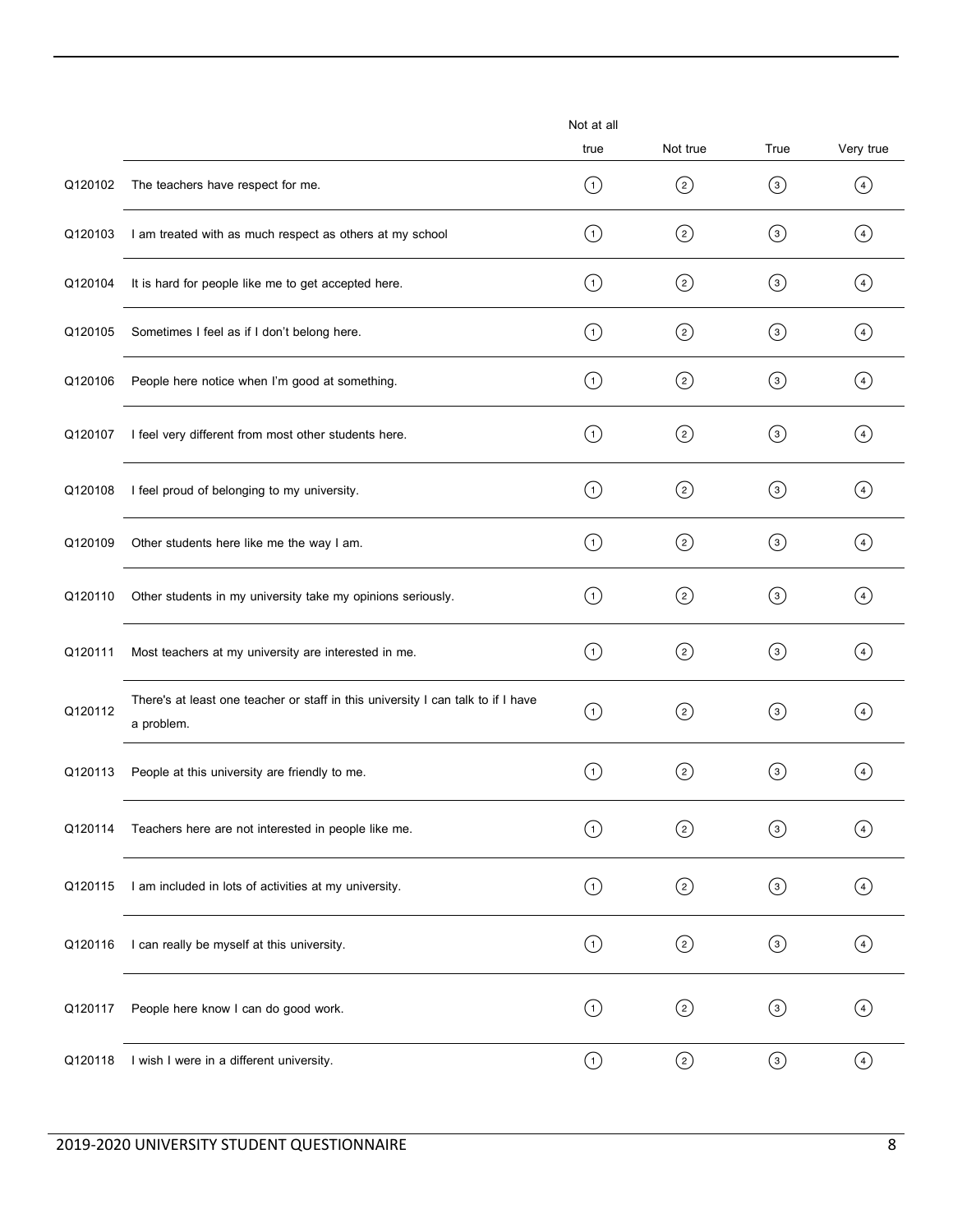| | | Not at all true | Not true | True | Very true |
|---|---|---|---|---|---|
| Q120102 | The teachers have respect for me. | 1 | 2 | 3 | 4 |
| Q120103 | I am treated with as much respect as others at my school | 1 | 2 | 3 | 4 |
| Q120104 | It is hard for people like me to get accepted here. | 1 | 2 | 3 | 4 |
| Q120105 | Sometimes I feel as if I don't belong here. | 1 | 2 | 3 | 4 |
| Q120106 | People here notice when I'm good at something. | 1 | 2 | 3 | 4 |
| Q120107 | I feel very different from most other students here. | 1 | 2 | 3 | 4 |
| Q120108 | I feel proud of belonging to my university. | 1 | 2 | 3 | 4 |
| Q120109 | Other students here like me the way I am. | 1 | 2 | 3 | 4 |
| Q120110 | Other students in my university take my opinions seriously. | 1 | 2 | 3 | 4 |
| Q120111 | Most teachers at my university are interested in me. | 1 | 2 | 3 | 4 |
| Q120112 | There's at least one teacher or staff in this university I can talk to if I have a problem. | 1 | 2 | 3 | 4 |
| Q120113 | People at this university are friendly to me. | 1 | 2 | 3 | 4 |
| Q120114 | Teachers here are not interested in people like me. | 1 | 2 | 3 | 4 |
| Q120115 | I am included in lots of activities at my university. | 1 | 2 | 3 | 4 |
| Q120116 | I can really be myself at this university. | 1 | 2 | 3 | 4 |
| Q120117 | People here know I can do good work. | 1 | 2 | 3 | 4 |
| Q120118 | I wish I were in a different university. | 1 | 2 | 3 | 4 |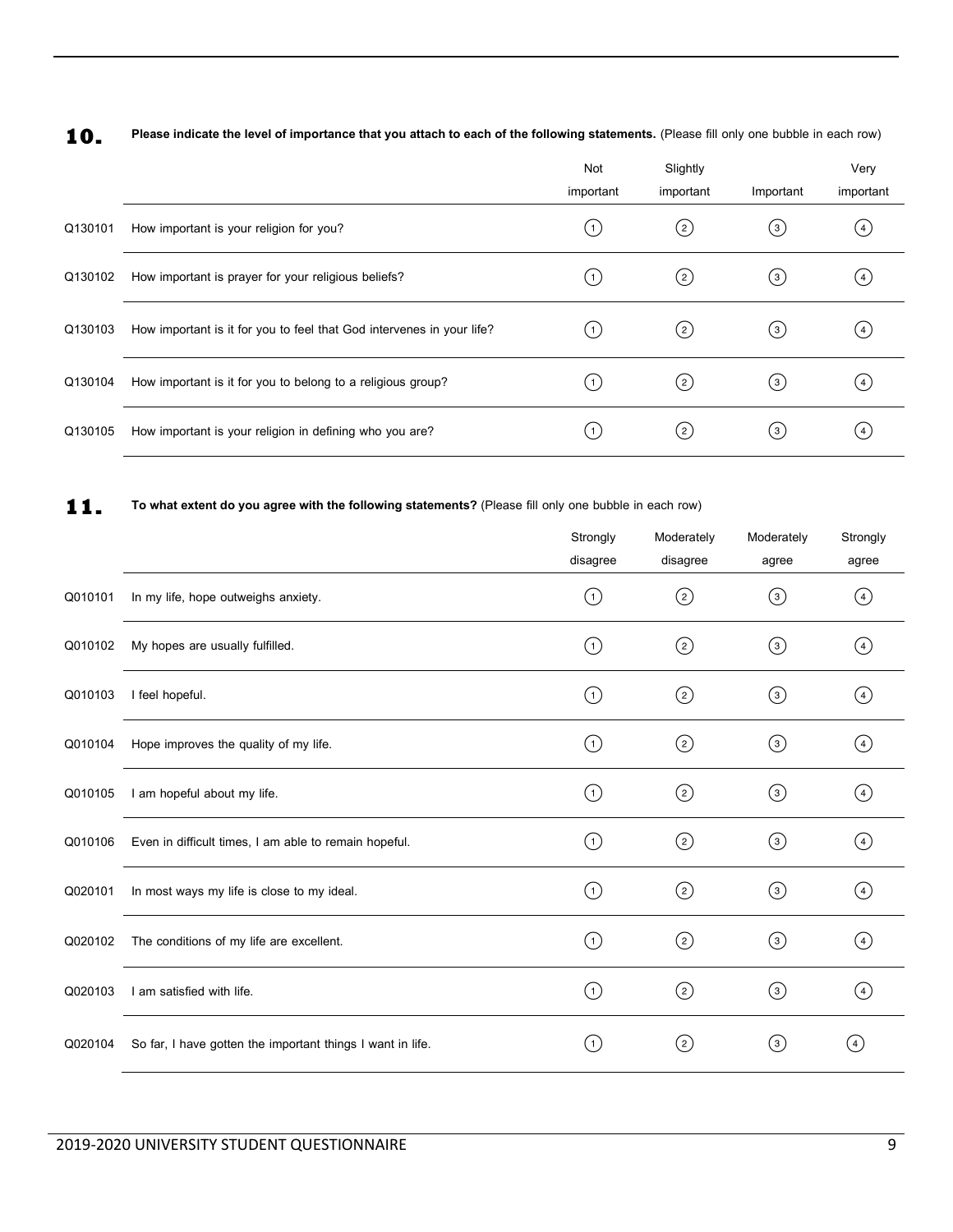**10.** **Please indicate the level of importance that you attach to each of the following statements.** (Please fill only one bubble in each row)

| | | Not important | Slightly important | Important | Very important |
|---|---|---|---|---|---|
| Q130101 | How important is your religion for you? | 1 | 2 | 3 | 4 |
| Q130102 | How important is prayer for your religious beliefs? | 1 | 2 | 3 | 4 |
| Q130103 | How important is it for you to feel that God intervenes in your life? | 1 | 2 | 3 | 4 |
| Q130104 | How important is it for you to belong to a religious group? | 1 | 2 | 3 | 4 |
| Q130105 | How important is your religion in defining who you are? | 1 | 2 | 3 | 4 |

**11.** **To what extent do you agree with the following statements?** (Please fill only one bubble in each row)

| | | Strongly disagree | Moderately disagree | Moderately agree | Strongly agree |
|---|---|---|---|---|---|
| Q010101 | In my life, hope outweighs anxiety. | 1 | 2 | 3 | 4 |
| Q010102 | My hopes are usually fulfilled. | 1 | 2 | 3 | 4 |
| Q010103 | I feel hopeful. | 1 | 2 | 3 | 4 |
| Q010104 | Hope improves the quality of my life. | 1 | 2 | 3 | 4 |
| Q010105 | I am hopeful about my life. | 1 | 2 | 3 | 4 |
| Q010106 | Even in difficult times, I am able to remain hopeful. | 1 | 2 | 3 | 4 |
| Q020101 | In most ways my life is close to my ideal. | 1 | 2 | 3 | 4 |
| Q020102 | The conditions of my life are excellent. | 1 | 2 | 3 | 4 |
| Q020103 | I am satisfied with life. | 1 | 2 | 3 | 4 |
| Q020104 | So far, I have gotten the important things I want in life. | 1 | 2 | 3 | 4 |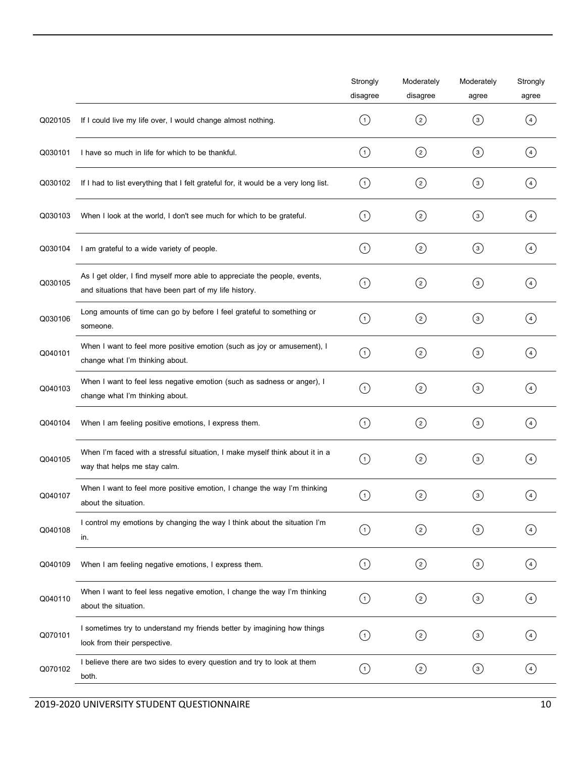| | | Strongly disagree | Moderately disagree | Moderately agree | Strongly agree |
|---|---|---|---|---|---|
| Q020105 | If I could live my life over, I would change almost nothing. | ① | ② | ③ | ④ |
| Q030101 | I have so much in life for which to be thankful. | ① | ② | ③ | ④ |
| Q030102 | If I had to list everything that I felt grateful for, it would be a very long list. | ① | ② | ③ | ④ |
| Q030103 | When I look at the world, I don't see much for which to be grateful. | ① | ② | ③ | ④ |
| Q030104 | I am grateful to a wide variety of people. | ① | ② | ③ | ④ |
| Q030105 | As I get older, I find myself more able to appreciate the people, events, and situations that have been part of my life history. | ① | ② | ③ | ④ |
| Q030106 | Long amounts of time can go by before I feel grateful to something or someone. | ① | ② | ③ | ④ |
| Q040101 | When I want to feel more positive emotion (such as joy or amusement), I change what I'm thinking about. | ① | ② | ③ | ④ |
| Q040103 | When I want to feel less negative emotion (such as sadness or anger), I change what I'm thinking about. | ① | ② | ③ | ④ |
| Q040104 | When I am feeling positive emotions, I express them. | ① | ② | ③ | ④ |
| Q040105 | When I'm faced with a stressful situation, I make myself think about it in a way that helps me stay calm. | ① | ② | ③ | ④ |
| Q040107 | When I want to feel more positive emotion, I change the way I'm thinking about the situation. | ① | ② | ③ | ④ |
| Q040108 | I control my emotions by changing the way I think about the situation I'm in. | ① | ② | ③ | ④ |
| Q040109 | When I am feeling negative emotions, I express them. | ① | ② | ③ | ④ |
| Q040110 | When I want to feel less negative emotion, I change the way I'm thinking about the situation. | ① | ② | ③ | ④ |
| Q070101 | I sometimes try to understand my friends better by imagining how things look from their perspective. | ① | ② | ③ | ④ |
| Q070102 | I believe there are two sides to every question and try to look at them both. | ① | ② | ③ | ④ |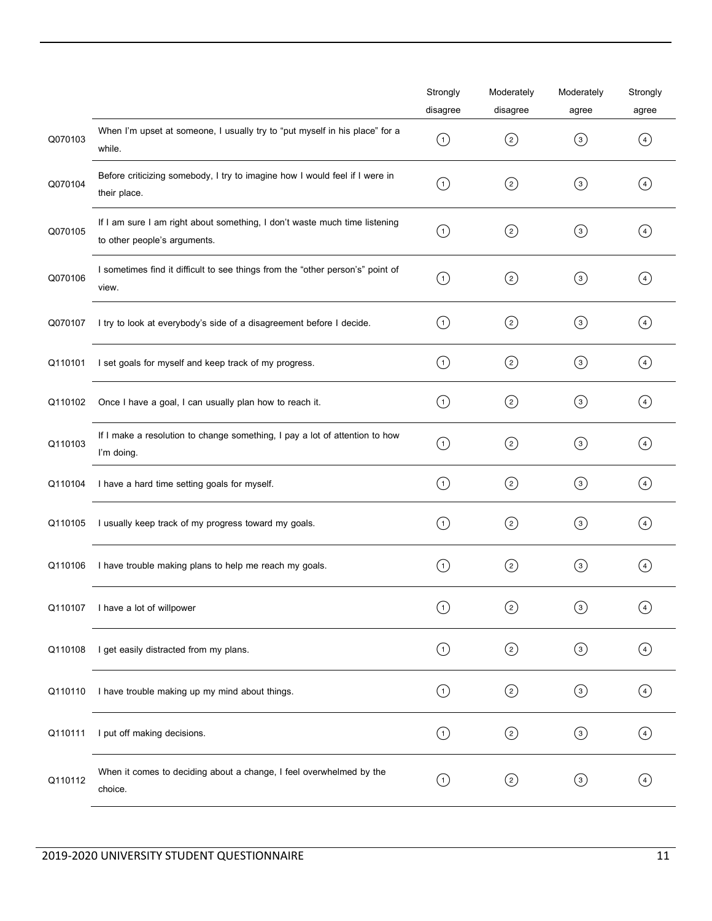| | | Strongly disagree | Moderately disagree | Moderately agree | Strongly agree |
|---|---|---|---|---|---|
| Q070103 | When I'm upset at someone, I usually try to "put myself in his place" for a while. | ① | ② | ③ | ④ |
| Q070104 | Before criticizing somebody, I try to imagine how I would feel if I were in their place. | ① | ② | ③ | ④ |
| Q070105 | If I am sure I am right about something, I don't waste much time listening to other people's arguments. | ① | ② | ③ | ④ |
| Q070106 | I sometimes find it difficult to see things from the "other person's" point of view. | ① | ② | ③ | ④ |
| Q070107 | I try to look at everybody's side of a disagreement before I decide. | ① | ② | ③ | ④ |
| Q110101 | I set goals for myself and keep track of my progress. | ① | ② | ③ | ④ |
| Q110102 | Once I have a goal, I can usually plan how to reach it. | ① | ② | ③ | ④ |
| Q110103 | If I make a resolution to change something, I pay a lot of attention to how I'm doing. | ① | ② | ③ | ④ |
| Q110104 | I have a hard time setting goals for myself. | ① | ② | ③ | ④ |
| Q110105 | I usually keep track of my progress toward my goals. | ① | ② | ③ | ④ |
| Q110106 | I have trouble making plans to help me reach my goals. | ① | ② | ③ | ④ |
| Q110107 | I have a lot of willpower | ① | ② | ③ | ④ |
| Q110108 | I get easily distracted from my plans. | ① | ② | ③ | ④ |
| Q110110 | I have trouble making up my mind about things. | ① | ② | ③ | ④ |
| Q110111 | I put off making decisions. | ① | ② | ③ | ④ |
| Q110112 | When it comes to deciding about a change, I feel overwhelmed by the choice. | ① | ② | ③ | ④ |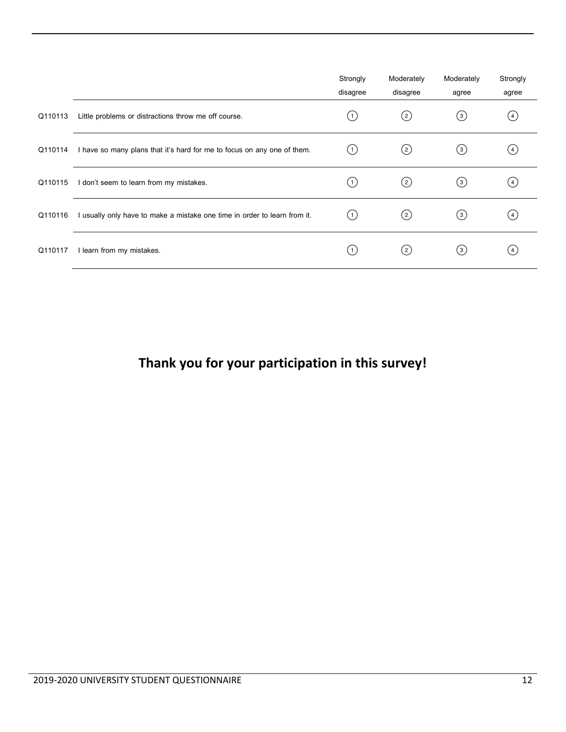| | | Strongly disagree | Moderately disagree | Moderately agree | Strongly agree |
|---|---|---|---|---|---|
| Q110113 | Little problems or distractions throw me off course. | 1 | 2 | 3 | 4 |
| Q110114 | I have so many plans that it's hard for me to focus on any one of them. | 1 | 2 | 3 | 4 |
| Q110115 | I don't seem to learn from my mistakes. | 1 | 2 | 3 | 4 |
| Q110116 | I usually only have to make a mistake one time in order to learn from it. | 1 | 2 | 3 | 4 |
| Q110117 | I learn from my mistakes. | 1 | 2 | 3 | 4 |

**Thank you for your participation in this survey!**